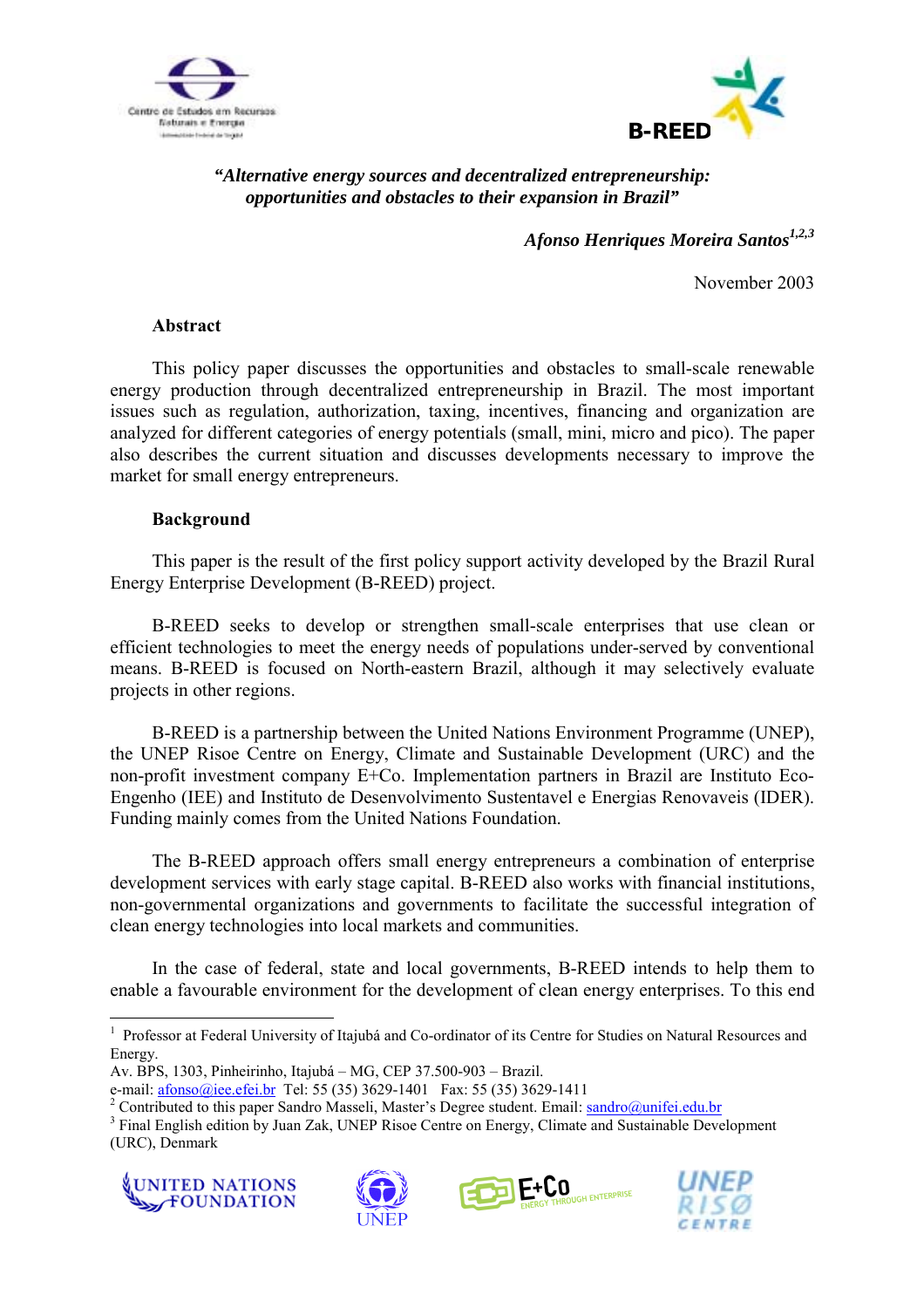*"Alternative energy sources and decentralized entrepreneurship: opportunities and obstacles to their expansion in Brazil"*

***Afonso Henriques Moreira Santos***[1,2,3]

November 2003

## Abstract

This policy paper discusses the opportunities and obstacles to small-scale renewable energy production through decentralized entrepreneurship in Brazil. The most important issues such as regulation, authorization, taxing, incentives, financing and organization are analyzed for different categories of energy potentials (small, mini, micro and pico). The paper also describes the current situation and discusses developments necessary to improve the market for small energy entrepreneurs.

## Background

This paper is the result of the first policy support activity developed by the Brazil Rural Energy Enterprise Development (B-REED) project.

B-REED seeks to develop or strengthen small-scale enterprises that use clean or efficient technologies to meet the energy needs of populations under-served by conventional means. B-REED is focused on North-eastern Brazil, although it may selectively evaluate projects in other regions.

B-REED is a partnership between the United Nations Environment Programme (UNEP), the UNEP Risoe Centre on Energy, Climate and Sustainable Development (URC) and the non-profit investment company E+Co. Implementation partners in Brazil are Instituto Eco-Engenho (IEE) and Instituto de Desenvolvimento Sustentavel e Energias Renovaveis (IDER). Funding mainly comes from the United Nations Foundation.

The B-REED approach offers small energy entrepreneurs a combination of enterprise development services with early stage capital. B-REED also works with financial institutions, non-governmental organizations and governments to facilitate the successful integration of clean energy technologies into local markets and communities.

In the case of federal, state and local governments, B-REED intends to help them to enable a favourable environment for the development of clean energy enterprises. To this end

---

[1] Professor at Federal University of Itajubá and Co-ordinator of its Centre for Studies on Natural Resources and Energy.
Av. BPS, 1303, Pinheirinho, Itajubá – MG, CEP 37.500-903 – Brazil.
e-mail: afonso@iee.efei.br Tel: 55 (35) 3629-1401 Fax: 55 (35) 3629-1411

[2] Contributed to this paper Sandro Masseli, Master's Degree student. Email: sandro@unifei.edu.br

[3] Final English edition by Juan Zak, UNEP Risoe Centre on Energy, Climate and Sustainable Development (URC), Denmark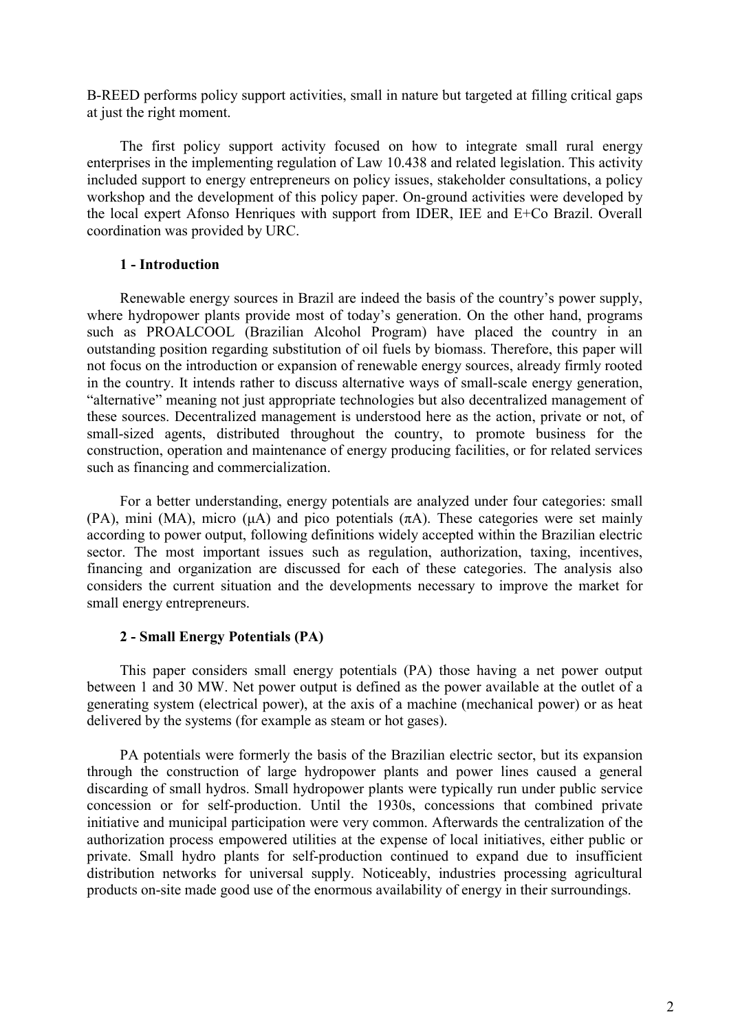B-REED performs policy support activities, small in nature but targeted at filling critical gaps at just the right moment.

The first policy support activity focused on how to integrate small rural energy enterprises in the implementing regulation of Law 10.438 and related legislation. This activity included support to energy entrepreneurs on policy issues, stakeholder consultations, a policy workshop and the development of this policy paper. On-ground activities were developed by the local expert Afonso Henriques with support from IDER, IEE and E+Co Brazil. Overall coordination was provided by URC.

## 1 - Introduction

Renewable energy sources in Brazil are indeed the basis of the country's power supply, where hydropower plants provide most of today's generation. On the other hand, programs such as PROALCOOL (Brazilian Alcohol Program) have placed the country in an outstanding position regarding substitution of oil fuels by biomass. Therefore, this paper will not focus on the introduction or expansion of renewable energy sources, already firmly rooted in the country. It intends rather to discuss alternative ways of small-scale energy generation, "alternative" meaning not just appropriate technologies but also decentralized management of these sources. Decentralized management is understood here as the action, private or not, of small-sized agents, distributed throughout the country, to promote business for the construction, operation and maintenance of energy producing facilities, or for related services such as financing and commercialization.

For a better understanding, energy potentials are analyzed under four categories: small (PA), mini (MA), micro (μA) and pico potentials (πA). These categories were set mainly according to power output, following definitions widely accepted within the Brazilian electric sector. The most important issues such as regulation, authorization, taxing, incentives, financing and organization are discussed for each of these categories. The analysis also considers the current situation and the developments necessary to improve the market for small energy entrepreneurs.

## 2 - Small Energy Potentials (PA)

This paper considers small energy potentials (PA) those having a net power output between 1 and 30 MW. Net power output is defined as the power available at the outlet of a generating system (electrical power), at the axis of a machine (mechanical power) or as heat delivered by the systems (for example as steam or hot gases).

PA potentials were formerly the basis of the Brazilian electric sector, but its expansion through the construction of large hydropower plants and power lines caused a general discarding of small hydros. Small hydropower plants were typically run under public service concession or for self-production. Until the 1930s, concessions that combined private initiative and municipal participation were very common. Afterwards the centralization of the authorization process empowered utilities at the expense of local initiatives, either public or private. Small hydro plants for self-production continued to expand due to insufficient distribution networks for universal supply. Noticeably, industries processing agricultural products on-site made good use of the enormous availability of energy in their surroundings.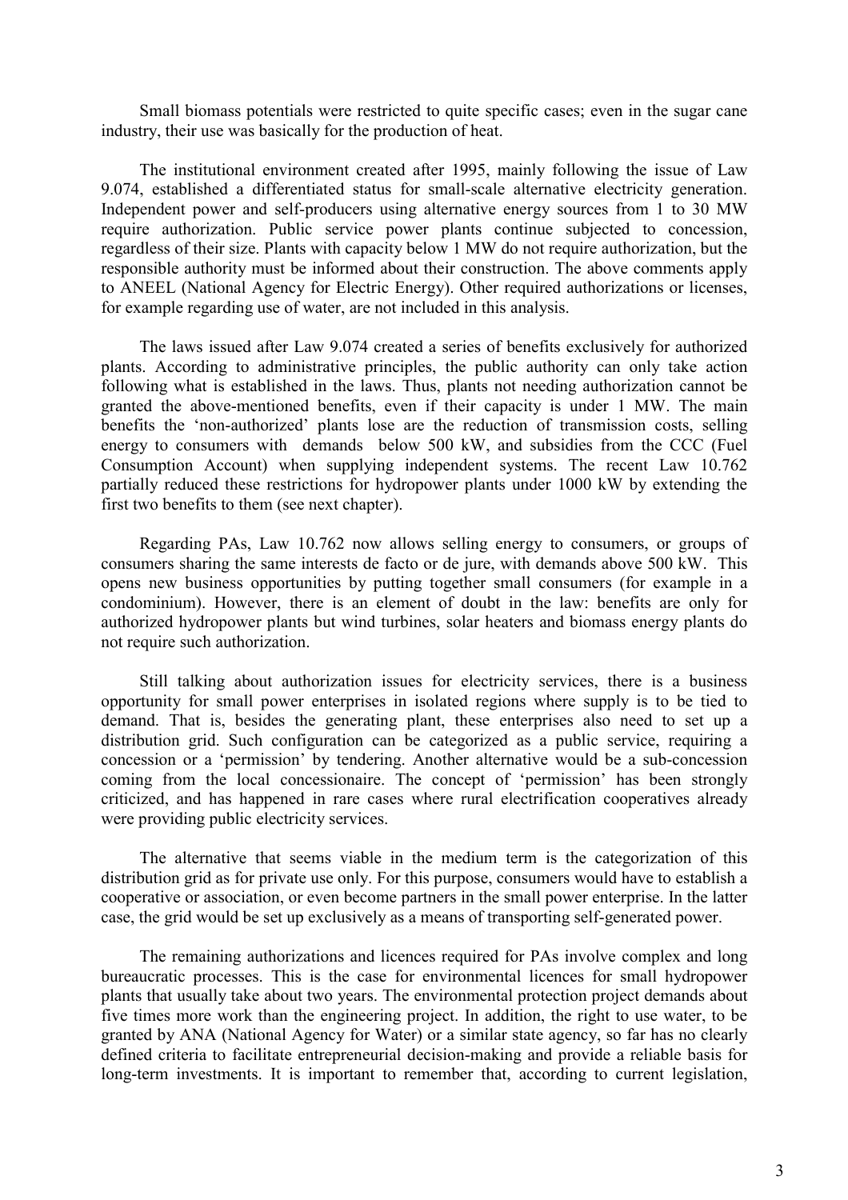Small biomass potentials were restricted to quite specific cases; even in the sugar cane industry, their use was basically for the production of heat.

The institutional environment created after 1995, mainly following the issue of Law 9.074, established a differentiated status for small-scale alternative electricity generation. Independent power and self-producers using alternative energy sources from 1 to 30 MW require authorization. Public service power plants continue subjected to concession, regardless of their size. Plants with capacity below 1 MW do not require authorization, but the responsible authority must be informed about their construction. The above comments apply to ANEEL (National Agency for Electric Energy). Other required authorizations or licenses, for example regarding use of water, are not included in this analysis.

The laws issued after Law 9.074 created a series of benefits exclusively for authorized plants. According to administrative principles, the public authority can only take action following what is established in the laws. Thus, plants not needing authorization cannot be granted the above-mentioned benefits, even if their capacity is under 1 MW. The main benefits the 'non-authorized' plants lose are the reduction of transmission costs, selling energy to consumers with demands below 500 kW, and subsidies from the CCC (Fuel Consumption Account) when supplying independent systems. The recent Law 10.762 partially reduced these restrictions for hydropower plants under 1000 kW by extending the first two benefits to them (see next chapter).

Regarding PAs, Law 10.762 now allows selling energy to consumers, or groups of consumers sharing the same interests de facto or de jure, with demands above 500 kW. This opens new business opportunities by putting together small consumers (for example in a condominium). However, there is an element of doubt in the law: benefits are only for authorized hydropower plants but wind turbines, solar heaters and biomass energy plants do not require such authorization.

Still talking about authorization issues for electricity services, there is a business opportunity for small power enterprises in isolated regions where supply is to be tied to demand. That is, besides the generating plant, these enterprises also need to set up a distribution grid. Such configuration can be categorized as a public service, requiring a concession or a 'permission' by tendering. Another alternative would be a sub-concession coming from the local concessionaire. The concept of 'permission' has been strongly criticized, and has happened in rare cases where rural electrification cooperatives already were providing public electricity services.

The alternative that seems viable in the medium term is the categorization of this distribution grid as for private use only. For this purpose, consumers would have to establish a cooperative or association, or even become partners in the small power enterprise. In the latter case, the grid would be set up exclusively as a means of transporting self-generated power.

The remaining authorizations and licences required for PAs involve complex and long bureaucratic processes. This is the case for environmental licences for small hydropower plants that usually take about two years. The environmental protection project demands about five times more work than the engineering project. In addition, the right to use water, to be granted by ANA (National Agency for Water) or a similar state agency, so far has no clearly defined criteria to facilitate entrepreneurial decision-making and provide a reliable basis for long-term investments. It is important to remember that, according to current legislation,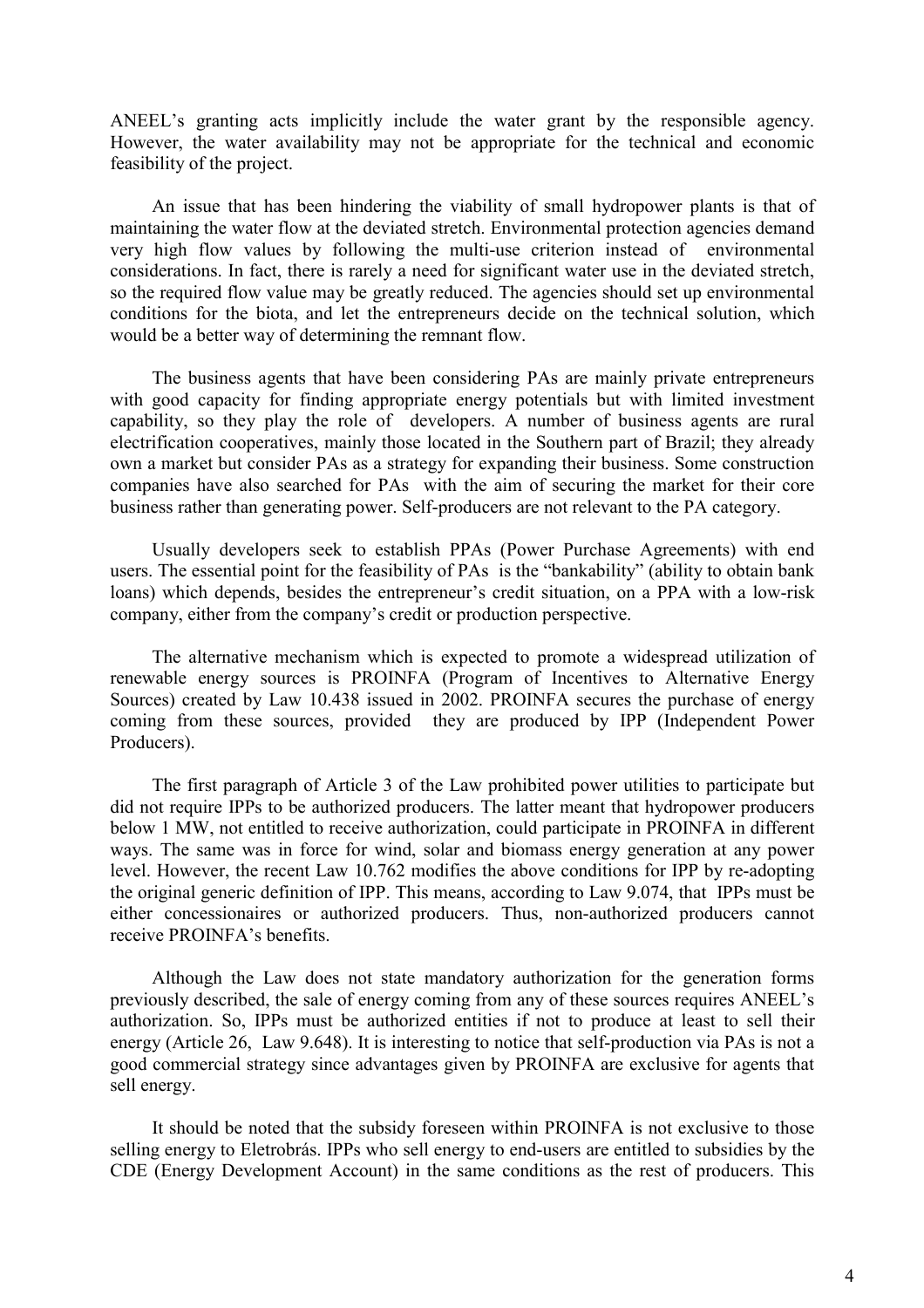ANEEL's granting acts implicitly include the water grant by the responsible agency. However, the water availability may not be appropriate for the technical and economic feasibility of the project.

An issue that has been hindering the viability of small hydropower plants is that of maintaining the water flow at the deviated stretch. Environmental protection agencies demand very high flow values by following the multi-use criterion instead of environmental considerations. In fact, there is rarely a need for significant water use in the deviated stretch, so the required flow value may be greatly reduced. The agencies should set up environmental conditions for the biota, and let the entrepreneurs decide on the technical solution, which would be a better way of determining the remnant flow.

The business agents that have been considering PAs are mainly private entrepreneurs with good capacity for finding appropriate energy potentials but with limited investment capability, so they play the role of developers. A number of business agents are rural electrification cooperatives, mainly those located in the Southern part of Brazil; they already own a market but consider PAs as a strategy for expanding their business. Some construction companies have also searched for PAs with the aim of securing the market for their core business rather than generating power. Self-producers are not relevant to the PA category.

Usually developers seek to establish PPAs (Power Purchase Agreements) with end users. The essential point for the feasibility of PAs is the "bankability" (ability to obtain bank loans) which depends, besides the entrepreneur's credit situation, on a PPA with a low-risk company, either from the company's credit or production perspective.

The alternative mechanism which is expected to promote a widespread utilization of renewable energy sources is PROINFA (Program of Incentives to Alternative Energy Sources) created by Law 10.438 issued in 2002. PROINFA secures the purchase of energy coming from these sources, provided they are produced by IPP (Independent Power Producers).

The first paragraph of Article 3 of the Law prohibited power utilities to participate but did not require IPPs to be authorized producers. The latter meant that hydropower producers below 1 MW, not entitled to receive authorization, could participate in PROINFA in different ways. The same was in force for wind, solar and biomass energy generation at any power level. However, the recent Law 10.762 modifies the above conditions for IPP by re-adopting the original generic definition of IPP. This means, according to Law 9.074, that IPPs must be either concessionaires or authorized producers. Thus, non-authorized producers cannot receive PROINFA's benefits.

Although the Law does not state mandatory authorization for the generation forms previously described, the sale of energy coming from any of these sources requires ANEEL's authorization. So, IPPs must be authorized entities if not to produce at least to sell their energy (Article 26, Law 9.648). It is interesting to notice that self-production via PAs is not a good commercial strategy since advantages given by PROINFA are exclusive for agents that sell energy.

It should be noted that the subsidy foreseen within PROINFA is not exclusive to those selling energy to Eletrobrás. IPPs who sell energy to end-users are entitled to subsidies by the CDE (Energy Development Account) in the same conditions as the rest of producers. This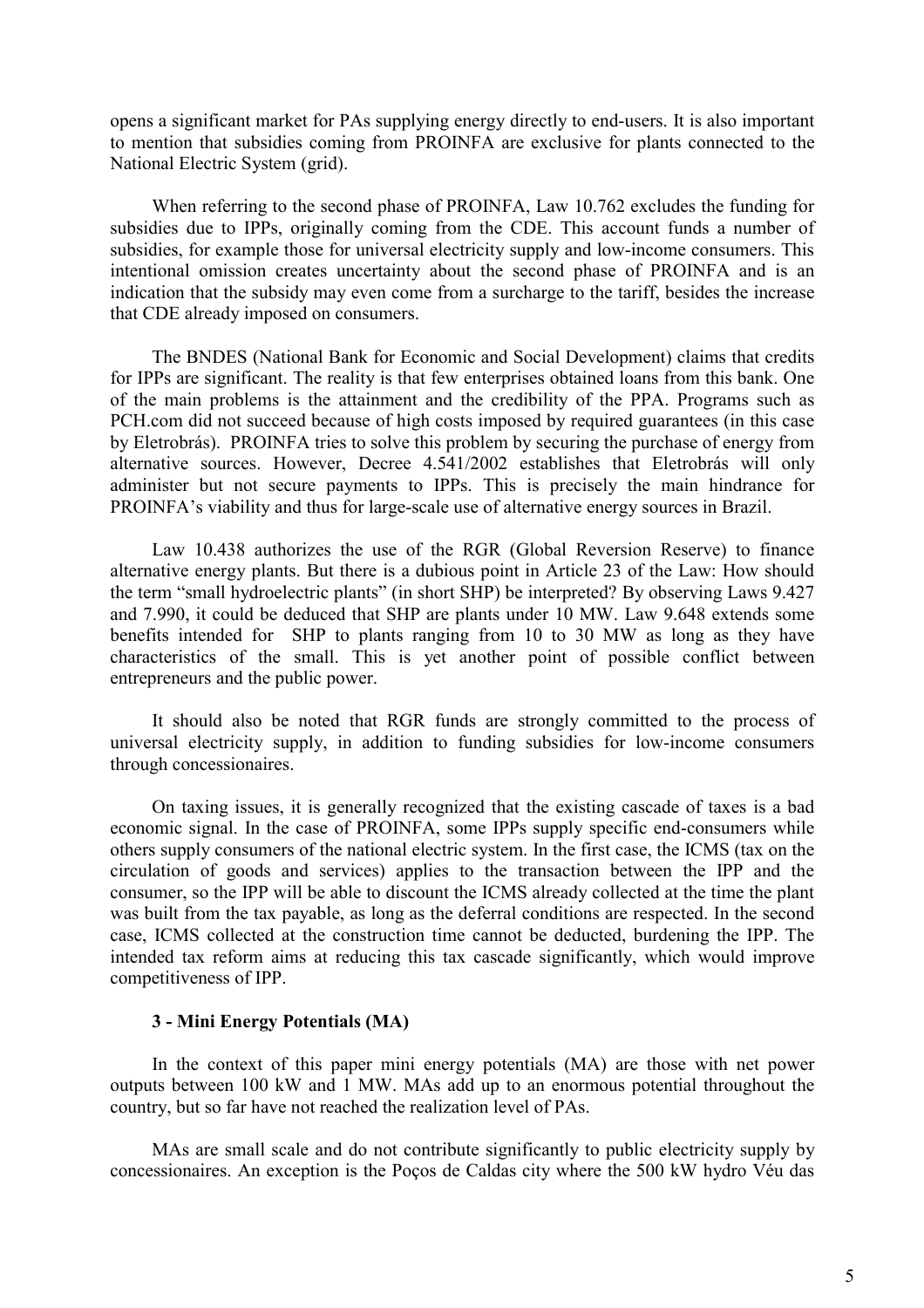opens a significant market for PAs supplying energy directly to end-users. It is also important to mention that subsidies coming from PROINFA are exclusive for plants connected to the National Electric System (grid).

When referring to the second phase of PROINFA, Law 10.762 excludes the funding for subsidies due to IPPs, originally coming from the CDE. This account funds a number of subsidies, for example those for universal electricity supply and low-income consumers. This intentional omission creates uncertainty about the second phase of PROINFA and is an indication that the subsidy may even come from a surcharge to the tariff, besides the increase that CDE already imposed on consumers.

The BNDES (National Bank for Economic and Social Development) claims that credits for IPPs are significant. The reality is that few enterprises obtained loans from this bank. One of the main problems is the attainment and the credibility of the PPA. Programs such as PCH.com did not succeed because of high costs imposed by required guarantees (in this case by Eletrobrás). PROINFA tries to solve this problem by securing the purchase of energy from alternative sources. However, Decree 4.541/2002 establishes that Eletrobrás will only administer but not secure payments to IPPs. This is precisely the main hindrance for PROINFA's viability and thus for large-scale use of alternative energy sources in Brazil.

Law 10.438 authorizes the use of the RGR (Global Reversion Reserve) to finance alternative energy plants. But there is a dubious point in Article 23 of the Law: How should the term "small hydroelectric plants" (in short SHP) be interpreted? By observing Laws 9.427 and 7.990, it could be deduced that SHP are plants under 10 MW. Law 9.648 extends some benefits intended for SHP to plants ranging from 10 to 30 MW as long as they have characteristics of the small. This is yet another point of possible conflict between entrepreneurs and the public power.

It should also be noted that RGR funds are strongly committed to the process of universal electricity supply, in addition to funding subsidies for low-income consumers through concessionaires.

On taxing issues, it is generally recognized that the existing cascade of taxes is a bad economic signal. In the case of PROINFA, some IPPs supply specific end-consumers while others supply consumers of the national electric system. In the first case, the ICMS (tax on the circulation of goods and services) applies to the transaction between the IPP and the consumer, so the IPP will be able to discount the ICMS already collected at the time the plant was built from the tax payable, as long as the deferral conditions are respected. In the second case, ICMS collected at the construction time cannot be deducted, burdening the IPP. The intended tax reform aims at reducing this tax cascade significantly, which would improve competitiveness of IPP.

## 3 - Mini Energy Potentials (MA)

In the context of this paper mini energy potentials (MA) are those with net power outputs between 100 kW and 1 MW. MAs add up to an enormous potential throughout the country, but so far have not reached the realization level of PAs.

MAs are small scale and do not contribute significantly to public electricity supply by concessionaires. An exception is the Poços de Caldas city where the 500 kW hydro Véu das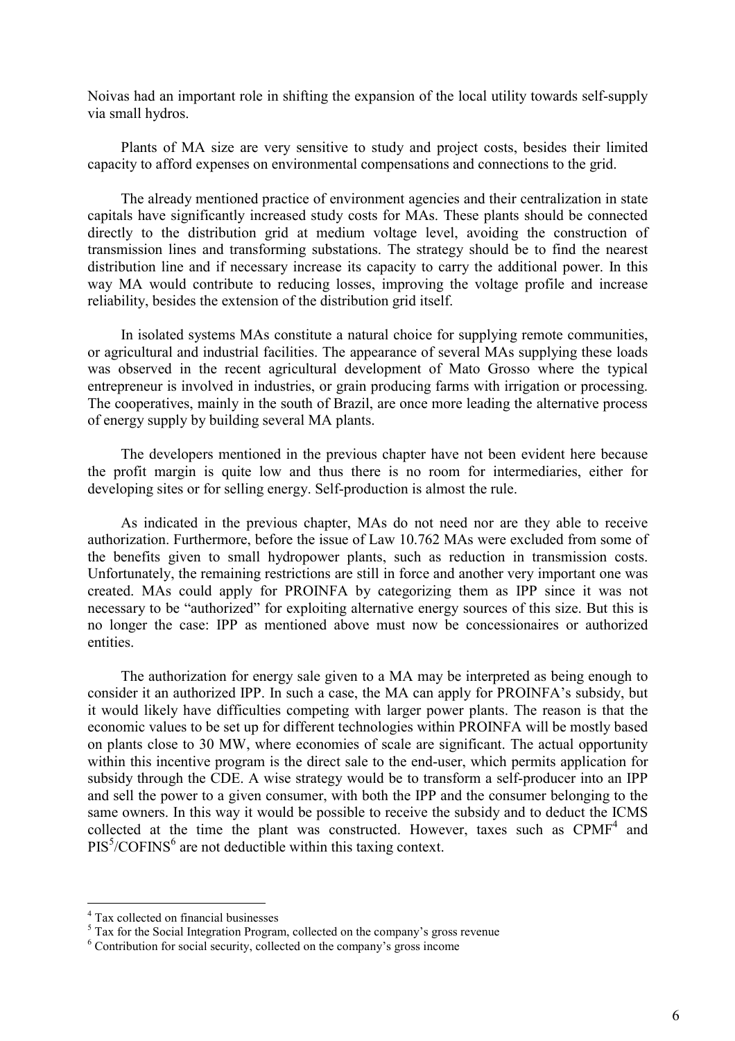Noivas had an important role in shifting the expansion of the local utility towards self-supply via small hydros.

Plants of MA size are very sensitive to study and project costs, besides their limited capacity to afford expenses on environmental compensations and connections to the grid.

The already mentioned practice of environment agencies and their centralization in state capitals have significantly increased study costs for MAs. These plants should be connected directly to the distribution grid at medium voltage level, avoiding the construction of transmission lines and transforming substations. The strategy should be to find the nearest distribution line and if necessary increase its capacity to carry the additional power. In this way MA would contribute to reducing losses, improving the voltage profile and increase reliability, besides the extension of the distribution grid itself.

In isolated systems MAs constitute a natural choice for supplying remote communities, or agricultural and industrial facilities. The appearance of several MAs supplying these loads was observed in the recent agricultural development of Mato Grosso where the typical entrepreneur is involved in industries, or grain producing farms with irrigation or processing. The cooperatives, mainly in the south of Brazil, are once more leading the alternative process of energy supply by building several MA plants.

The developers mentioned in the previous chapter have not been evident here because the profit margin is quite low and thus there is no room for intermediaries, either for developing sites or for selling energy. Self-production is almost the rule.

As indicated in the previous chapter, MAs do not need nor are they able to receive authorization. Furthermore, before the issue of Law 10.762 MAs were excluded from some of the benefits given to small hydropower plants, such as reduction in transmission costs. Unfortunately, the remaining restrictions are still in force and another very important one was created. MAs could apply for PROINFA by categorizing them as IPP since it was not necessary to be "authorized" for exploiting alternative energy sources of this size. But this is no longer the case: IPP as mentioned above must now be concessionaires or authorized entities.

The authorization for energy sale given to a MA may be interpreted as being enough to consider it an authorized IPP. In such a case, the MA can apply for PROINFA's subsidy, but it would likely have difficulties competing with larger power plants. The reason is that the economic values to be set up for different technologies within PROINFA will be mostly based on plants close to 30 MW, where economies of scale are significant. The actual opportunity within this incentive program is the direct sale to the end-user, which permits application for subsidy through the CDE. A wise strategy would be to transform a self-producer into an IPP and sell the power to a given consumer, with both the IPP and the consumer belonging to the same owners. In this way it would be possible to receive the subsidy and to deduct the ICMS collected at the time the plant was constructed. However, taxes such as CPMF[4] and PIS[5]/COFINS[6] are not deductible within this taxing context.

---

[4] Tax collected on financial businesses

[5] Tax for the Social Integration Program, collected on the company's gross revenue

[6] Contribution for social security, collected on the company's gross income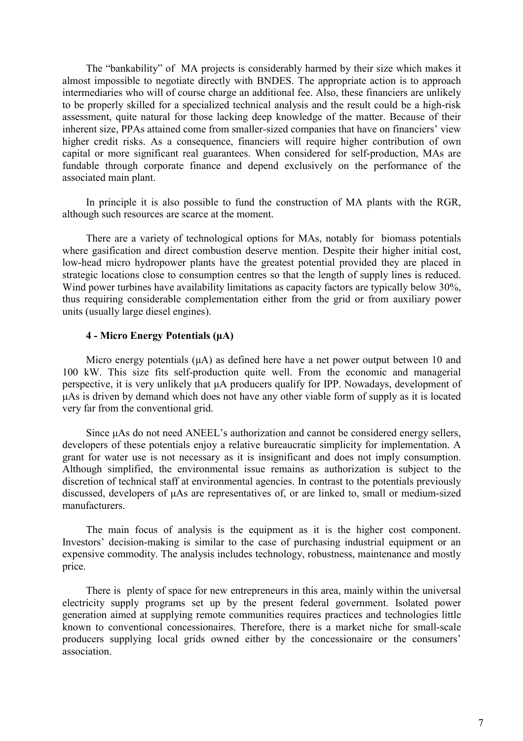The “bankability” of MA projects is considerably harmed by their size which makes it almost impossible to negotiate directly with BNDES. The appropriate action is to approach intermediaries who will of course charge an additional fee. Also, these financiers are unlikely to be properly skilled for a specialized technical analysis and the result could be a high-risk assessment, quite natural for those lacking deep knowledge of the matter. Because of their inherent size, PPAs attained come from smaller-sized companies that have on financiers’ view higher credit risks. As a consequence, financiers will require higher contribution of own capital or more significant real guarantees. When considered for self-production, MAs are fundable through corporate finance and depend exclusively on the performance of the associated main plant.

In principle it is also possible to fund the construction of MA plants with the RGR, although such resources are scarce at the moment.

There are a variety of technological options for MAs, notably for biomass potentials where gasification and direct combustion deserve mention. Despite their higher initial cost, low-head micro hydropower plants have the greatest potential provided they are placed in strategic locations close to consumption centres so that the length of supply lines is reduced. Wind power turbines have availability limitations as capacity factors are typically below 30%, thus requiring considerable complementation either from the grid or from auxiliary power units (usually large diesel engines).

### 4 - Micro Energy Potentials (μA)

Micro energy potentials (μA) as defined here have a net power output between 10 and 100 kW. This size fits self-production quite well. From the economic and managerial perspective, it is very unlikely that μA producers qualify for IPP. Nowadays, development of μAs is driven by demand which does not have any other viable form of supply as it is located very far from the conventional grid.

Since μAs do not need ANEEL’s authorization and cannot be considered energy sellers, developers of these potentials enjoy a relative bureaucratic simplicity for implementation. A grant for water use is not necessary as it is insignificant and does not imply consumption. Although simplified, the environmental issue remains as authorization is subject to the discretion of technical staff at environmental agencies. In contrast to the potentials previously discussed, developers of μAs are representatives of, or are linked to, small or medium-sized manufacturers.

The main focus of analysis is the equipment as it is the higher cost component. Investors’ decision-making is similar to the case of purchasing industrial equipment or an expensive commodity. The analysis includes technology, robustness, maintenance and mostly price.

There is plenty of space for new entrepreneurs in this area, mainly within the universal electricity supply programs set up by the present federal government. Isolated power generation aimed at supplying remote communities requires practices and technologies little known to conventional concessionaires. Therefore, there is a market niche for small-scale producers supplying local grids owned either by the concessionaire or the consumers’ association.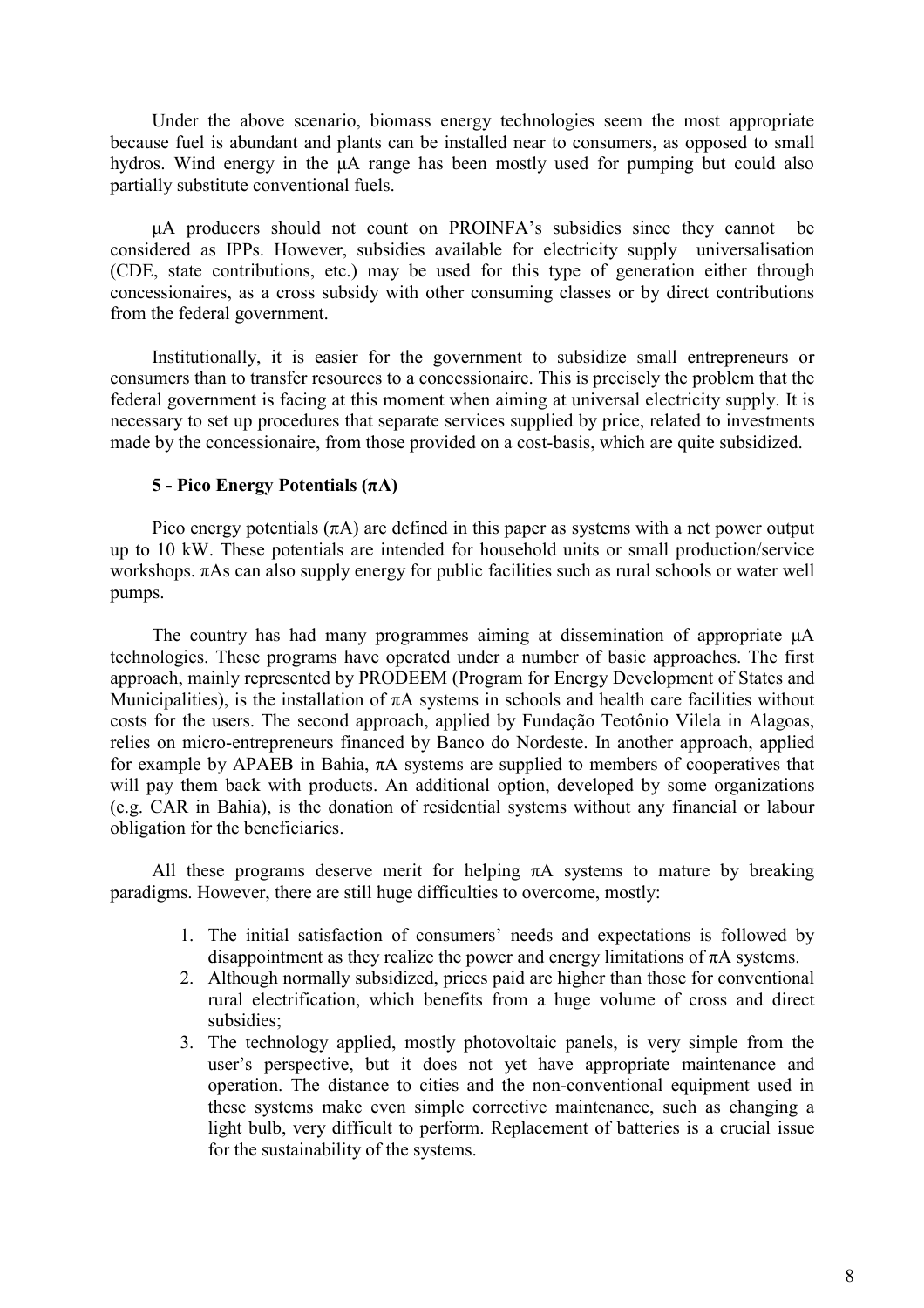Under the above scenario, biomass energy technologies seem the most appropriate because fuel is abundant and plants can be installed near to consumers, as opposed to small hydros. Wind energy in the μA range has been mostly used for pumping but could also partially substitute conventional fuels.

μA producers should not count on PROINFA's subsidies since they cannot be considered as IPPs. However, subsidies available for electricity supply universalisation (CDE, state contributions, etc.) may be used for this type of generation either through concessionaires, as a cross subsidy with other consuming classes or by direct contributions from the federal government.

Institutionally, it is easier for the government to subsidize small entrepreneurs or consumers than to transfer resources to a concessionaire. This is precisely the problem that the federal government is facing at this moment when aiming at universal electricity supply. It is necessary to set up procedures that separate services supplied by price, related to investments made by the concessionaire, from those provided on a cost-basis, which are quite subsidized.

## 5 - Pico Energy Potentials (πA)

Pico energy potentials (πA) are defined in this paper as systems with a net power output up to 10 kW. These potentials are intended for household units or small production/service workshops. πAs can also supply energy for public facilities such as rural schools or water well pumps.

The country has had many programmes aiming at dissemination of appropriate μA technologies. These programs have operated under a number of basic approaches. The first approach, mainly represented by PRODEEM (Program for Energy Development of States and Municipalities), is the installation of πA systems in schools and health care facilities without costs for the users. The second approach, applied by Fundação Teotônio Vilela in Alagoas, relies on micro-entrepreneurs financed by Banco do Nordeste. In another approach, applied for example by APAEB in Bahia, πA systems are supplied to members of cooperatives that will pay them back with products. An additional option, developed by some organizations (e.g. CAR in Bahia), is the donation of residential systems without any financial or labour obligation for the beneficiaries.

All these programs deserve merit for helping πA systems to mature by breaking paradigms. However, there are still huge difficulties to overcome, mostly:

1. The initial satisfaction of consumers' needs and expectations is followed by disappointment as they realize the power and energy limitations of πA systems.
2. Although normally subsidized, prices paid are higher than those for conventional rural electrification, which benefits from a huge volume of cross and direct subsidies;
3. The technology applied, mostly photovoltaic panels, is very simple from the user's perspective, but it does not yet have appropriate maintenance and operation. The distance to cities and the non-conventional equipment used in these systems make even simple corrective maintenance, such as changing a light bulb, very difficult to perform. Replacement of batteries is a crucial issue for the sustainability of the systems.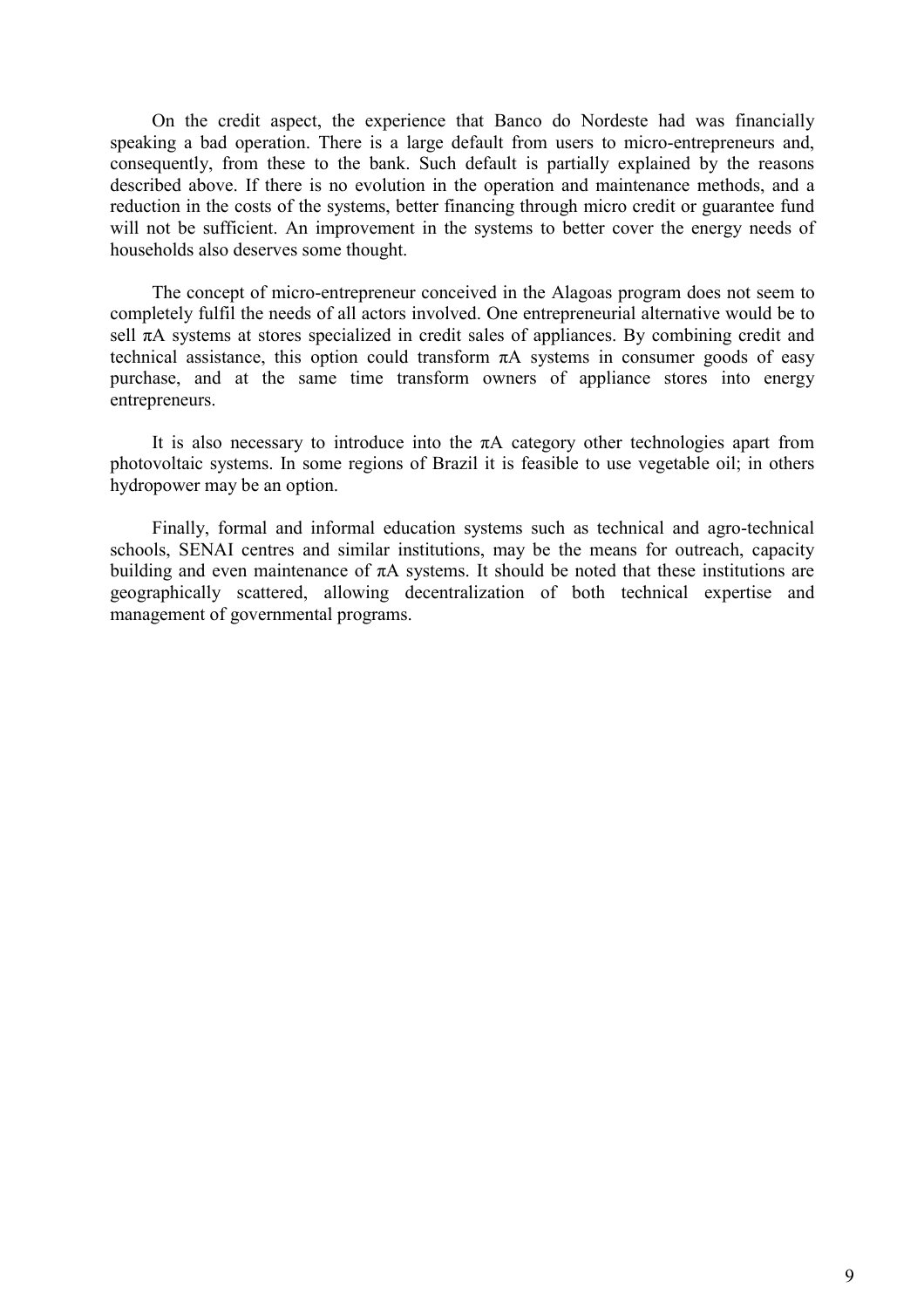On the credit aspect, the experience that Banco do Nordeste had was financially speaking a bad operation. There is a large default from users to micro-entrepreneurs and, consequently, from these to the bank. Such default is partially explained by the reasons described above. If there is no evolution in the operation and maintenance methods, and a reduction in the costs of the systems, better financing through micro credit or guarantee fund will not be sufficient. An improvement in the systems to better cover the energy needs of households also deserves some thought.

The concept of micro-entrepreneur conceived in the Alagoas program does not seem to completely fulfil the needs of all actors involved. One entrepreneurial alternative would be to sell πA systems at stores specialized in credit sales of appliances. By combining credit and technical assistance, this option could transform πA systems in consumer goods of easy purchase, and at the same time transform owners of appliance stores into energy entrepreneurs.

It is also necessary to introduce into the πA category other technologies apart from photovoltaic systems. In some regions of Brazil it is feasible to use vegetable oil; in others hydropower may be an option.

Finally, formal and informal education systems such as technical and agro-technical schools, SENAI centres and similar institutions, may be the means for outreach, capacity building and even maintenance of πA systems. It should be noted that these institutions are geographically scattered, allowing decentralization of both technical expertise and management of governmental programs.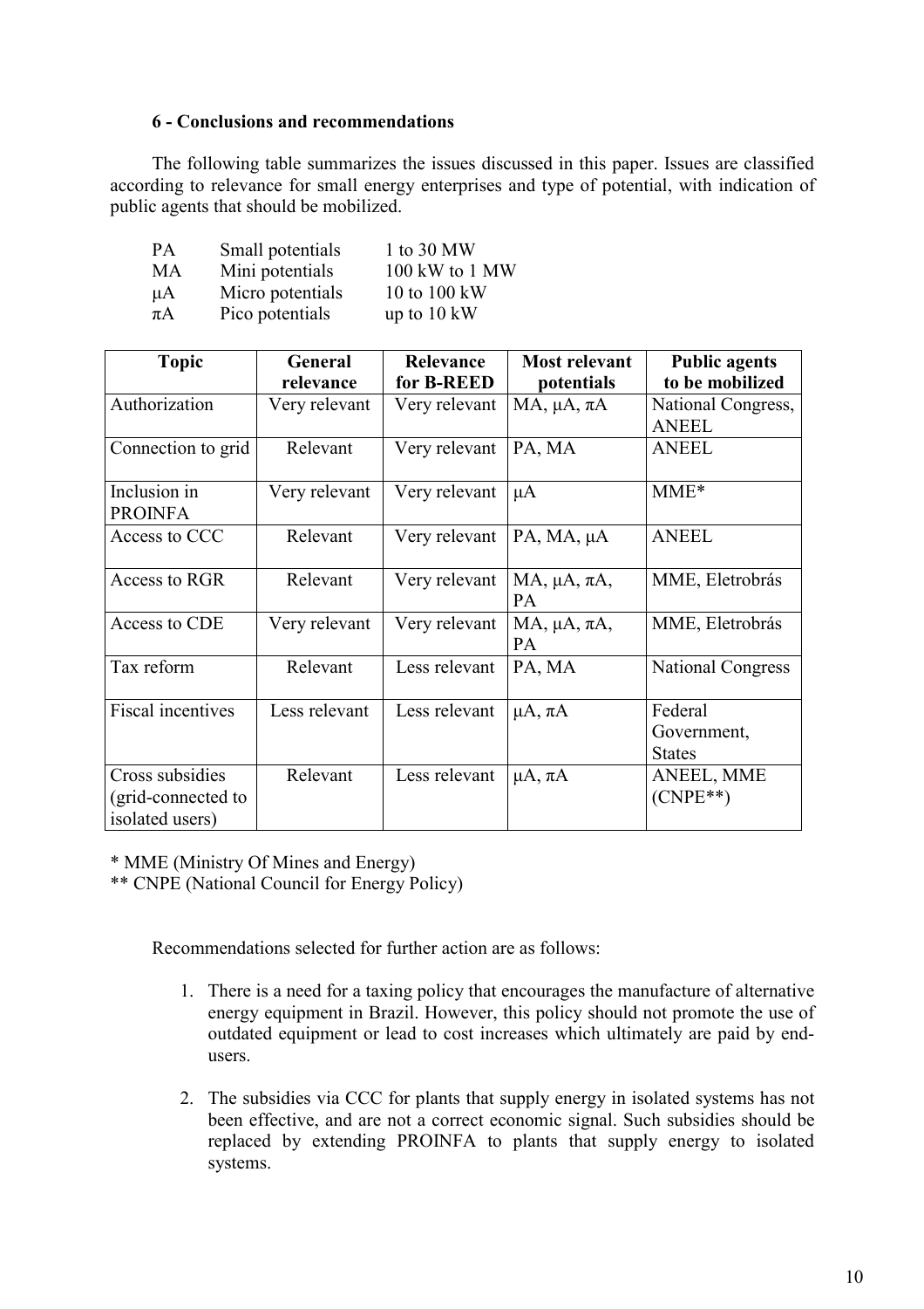### 6 - Conclusions and recommendations

The following table summarizes the issues discussed in this paper. Issues are classified according to relevance for small energy enterprises and type of potential, with indication of public agents that should be mobilized.

| | | |
|---|---|---|
| PA | Small potentials | 1 to 30 MW |
| MA | Mini potentials | 100 kW to 1 MW |
| μA | Micro potentials | 10 to 100 kW |
| πA | Pico potentials | up to 10 kW |

| Topic | General relevance | Relevance for B-REED | Most relevant potentials | Public agents to be mobilized |
|---|---|---|---|---|
| Authorization | Very relevant | Very relevant | MA, μA, πA | National Congress, ANEEL |
| Connection to grid | Relevant | Very relevant | PA, MA | ANEEL |
| Inclusion in PROINFA | Very relevant | Very relevant | μA | MME* |
| Access to CCC | Relevant | Very relevant | PA, MA, μA | ANEEL |
| Access to RGR | Relevant | Very relevant | MA, μA, πA, PA | MME, Eletrobrás |
| Access to CDE | Very relevant | Very relevant | MA, μA, πA, PA | MME, Eletrobrás |
| Tax reform | Relevant | Less relevant | PA, MA | National Congress |
| Fiscal incentives | Less relevant | Less relevant | μA, πA | Federal Government, States |
| Cross subsidies (grid-connected to isolated users) | Relevant | Less relevant | μA, πA | ANEEL, MME (CNPE**) |

\* MME (Ministry Of Mines and Energy)

\*\* CNPE (National Council for Energy Policy)

Recommendations selected for further action are as follows:

1. There is a need for a taxing policy that encourages the manufacture of alternative energy equipment in Brazil. However, this policy should not promote the use of outdated equipment or lead to cost increases which ultimately are paid by end-users.

2. The subsidies via CCC for plants that supply energy in isolated systems has not been effective, and are not a correct economic signal. Such subsidies should be replaced by extending PROINFA to plants that supply energy to isolated systems.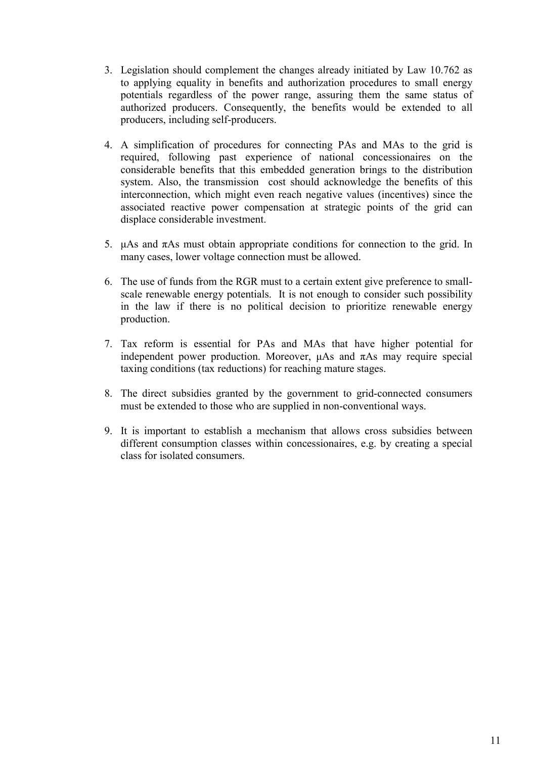3. Legislation should complement the changes already initiated by Law 10.762 as to applying equality in benefits and authorization procedures to small energy potentials regardless of the power range, assuring them the same status of authorized producers. Consequently, the benefits would be extended to all producers, including self-producers.

4. A simplification of procedures for connecting PAs and MAs to the grid is required, following past experience of national concessionaires on the considerable benefits that this embedded generation brings to the distribution system. Also, the transmission cost should acknowledge the benefits of this interconnection, which might even reach negative values (incentives) since the associated reactive power compensation at strategic points of the grid can displace considerable investment.

5. µAs and πAs must obtain appropriate conditions for connection to the grid. In many cases, lower voltage connection must be allowed.

6. The use of funds from the RGR must to a certain extent give preference to small-scale renewable energy potentials. It is not enough to consider such possibility in the law if there is no political decision to prioritize renewable energy production.

7. Tax reform is essential for PAs and MAs that have higher potential for independent power production. Moreover, µAs and πAs may require special taxing conditions (tax reductions) for reaching mature stages.

8. The direct subsidies granted by the government to grid-connected consumers must be extended to those who are supplied in non-conventional ways.

9. It is important to establish a mechanism that allows cross subsidies between different consumption classes within concessionaires, e.g. by creating a special class for isolated consumers.